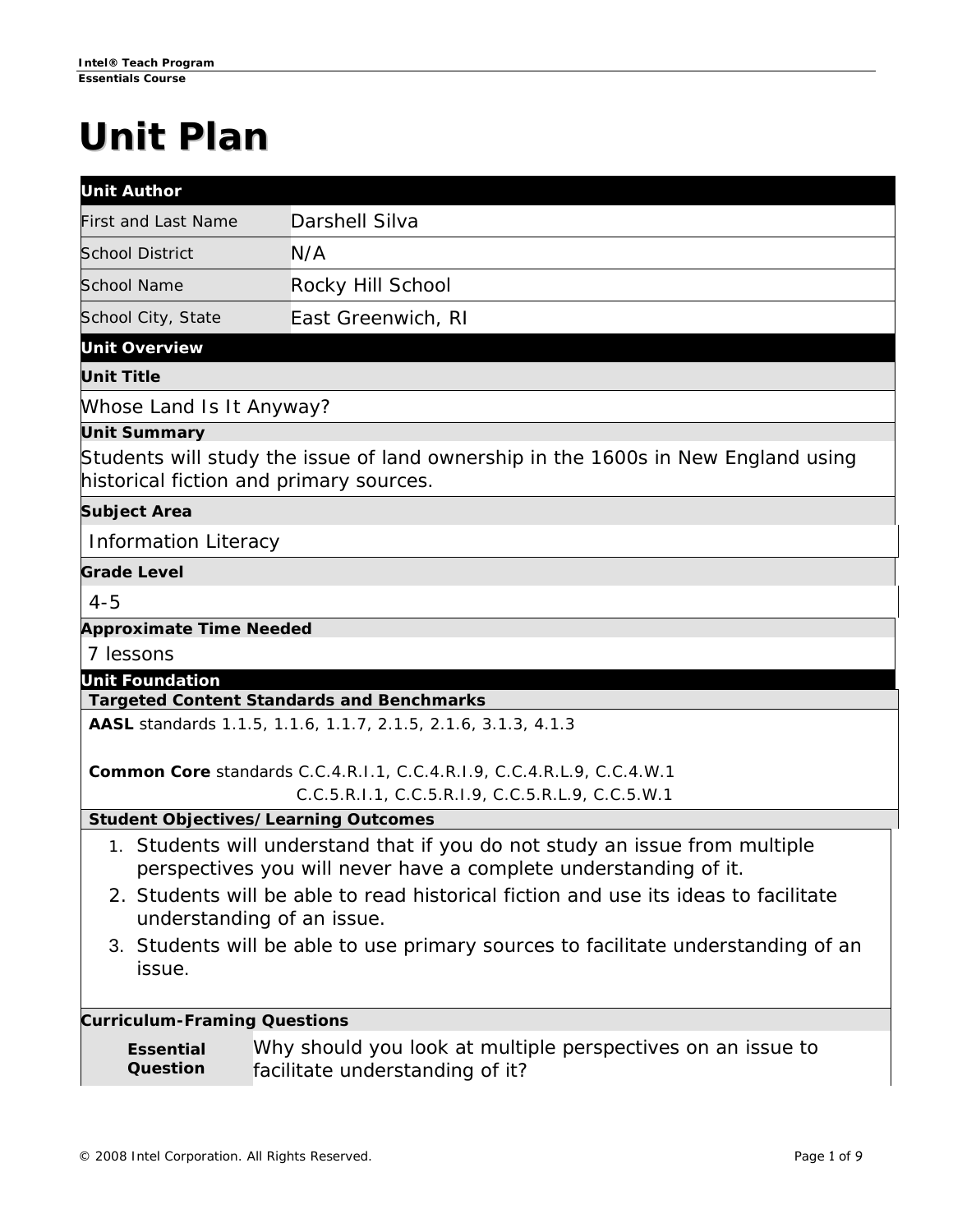# Unit Plan

## Unit Author

| | |
|---|---|
| First and Last Name | Darshell Silva |
| School District | N/A |
| School Name | Rocky Hill School |
| School City, State | East Greenwich, RI |

## Unit Overview

### Unit Title

Whose Land Is It Anyway?

### Unit Summary

Students will study the issue of land ownership in the 1600s in New England using historical fiction and primary sources.

### Subject Area

Information Literacy

### Grade Level

4-5

### Approximate Time Needed

7 lessons

## Unit Foundation

### Targeted Content Standards and Benchmarks

**AASL** standards 1.1.5, 1.1.6, 1.1.7, 2.1.5, 2.1.6, 3.1.3, 4.1.3

**Common Core** standards C.C.4.R.I.1, C.C.4.R.I.9, C.C.4.R.L.9, C.C.4.W.1
C.C.5.R.I.1, C.C.5.R.I.9, C.C.5.R.L.9, C.C.5.W.1

### Student Objectives/Learning Outcomes

1. Students will understand that if you do not study an issue from multiple perspectives you will never have a complete understanding of it.
2. Students will be able to read historical fiction and use its ideas to facilitate understanding of an issue.
3. Students will be able to use primary sources to facilitate understanding of an issue.

### Curriculum-Framing Questions

| | |
|---|---|
| **Essential Question** | Why should you look at multiple perspectives on an issue to facilitate understanding of it? |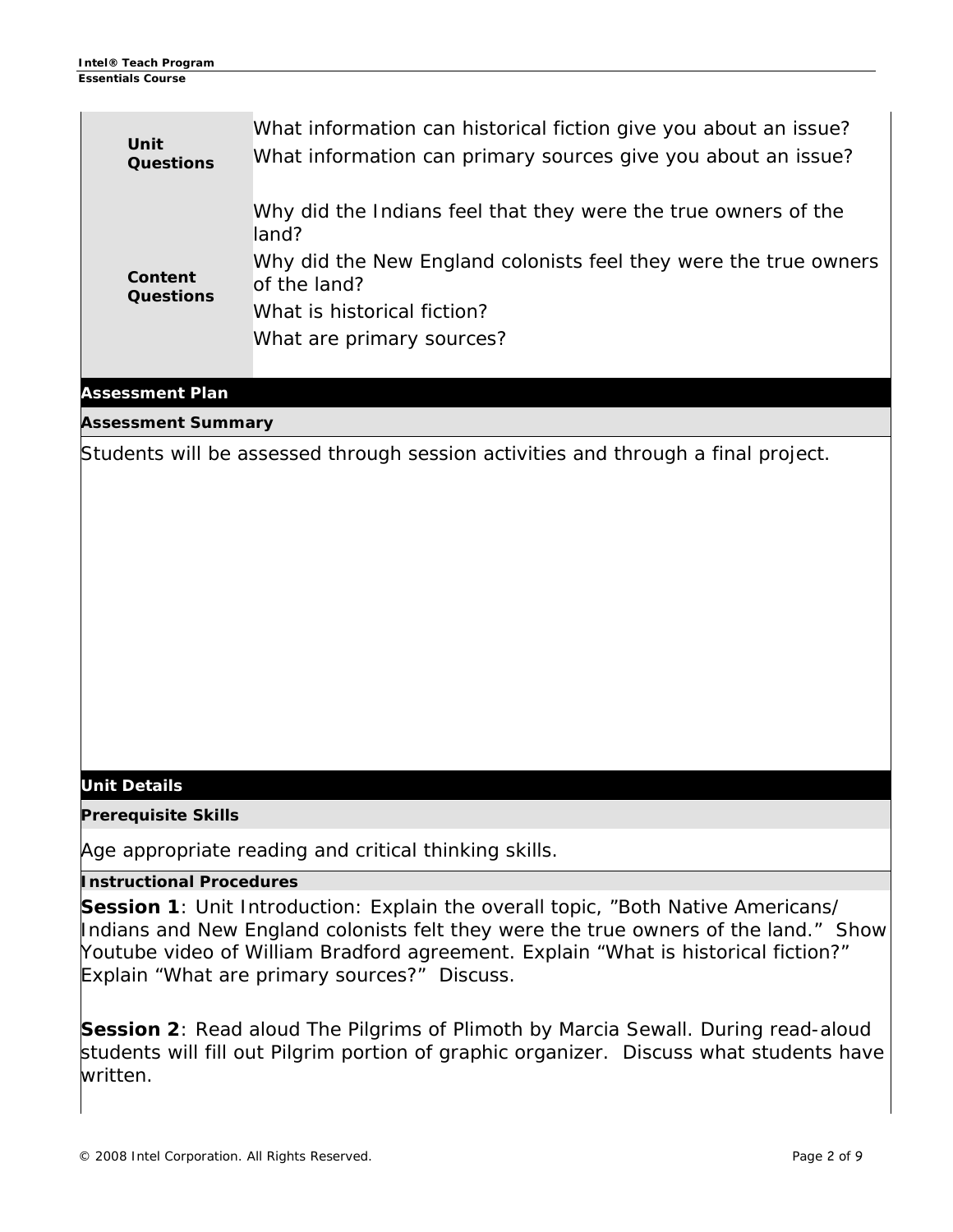| | |
|---|---|
| **Unit Questions** | What information can historical fiction give you about an issue?<br>What information can primary sources give you about an issue? |
| **Content Questions** | Why did the Indians feel that they were the true owners of the land?<br>Why did the New England colonists feel they were the true owners of the land?<br>What is historical fiction?<br>What are primary sources? |

## Assessment Plan

### Assessment Summary

Students will be assessed through session activities and through a final project.

## Unit Details

### Prerequisite Skills

Age appropriate reading and critical thinking skills.

### Instructional Procedures

**Session 1**: Unit Introduction: Explain the overall topic, "Both Native Americans/ Indians and New England colonists felt they were the true owners of the land." Show Youtube video of William Bradford agreement. Explain "What is historical fiction?" Explain "What are primary sources?" Discuss.

**Session 2**: Read aloud The Pilgrims of Plimoth by Marcia Sewall. During read-aloud students will fill out Pilgrim portion of graphic organizer. Discuss what students have written.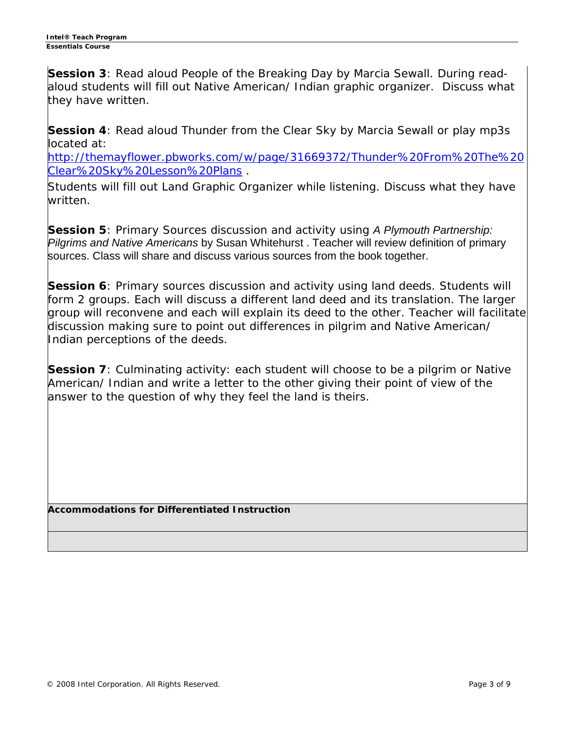**Session 3**: Read aloud People of the Breaking Day by Marcia Sewall. During read-aloud students will fill out Native American/ Indian graphic organizer. Discuss what they have written.

**Session 4**: Read aloud Thunder from the Clear Sky by Marcia Sewall or play mp3s located at: [http://themayflower.pbworks.com/w/page/31669372/Thunder%20From%20The%20Clear%20Sky%20Lesson%20Plans](http://themayflower.pbworks.com/w/page/31669372/Thunder%20From%20The%20Clear%20Sky%20Lesson%20Plans) .

Students will fill out Land Graphic Organizer while listening. Discuss what they have written.

**Session 5**: Primary Sources discussion and activity using *A Plymouth Partnership: Pilgrims and Native Americans* by Susan Whitehurst . Teacher will review definition of primary sources. Class will share and discuss various sources from the book together.

**Session 6**: Primary sources discussion and activity using land deeds. Students will form 2 groups. Each will discuss a different land deed and its translation. The larger group will reconvene and each will explain its deed to the other. Teacher will facilitate discussion making sure to point out differences in pilgrim and Native American/ Indian perceptions of the deeds.

**Session 7**: Culminating activity: each student will choose to be a pilgrim or Native American/ Indian and write a letter to the other giving their point of view of the answer to the question of why they feel the land is theirs.

**Accommodations for Differentiated Instruction**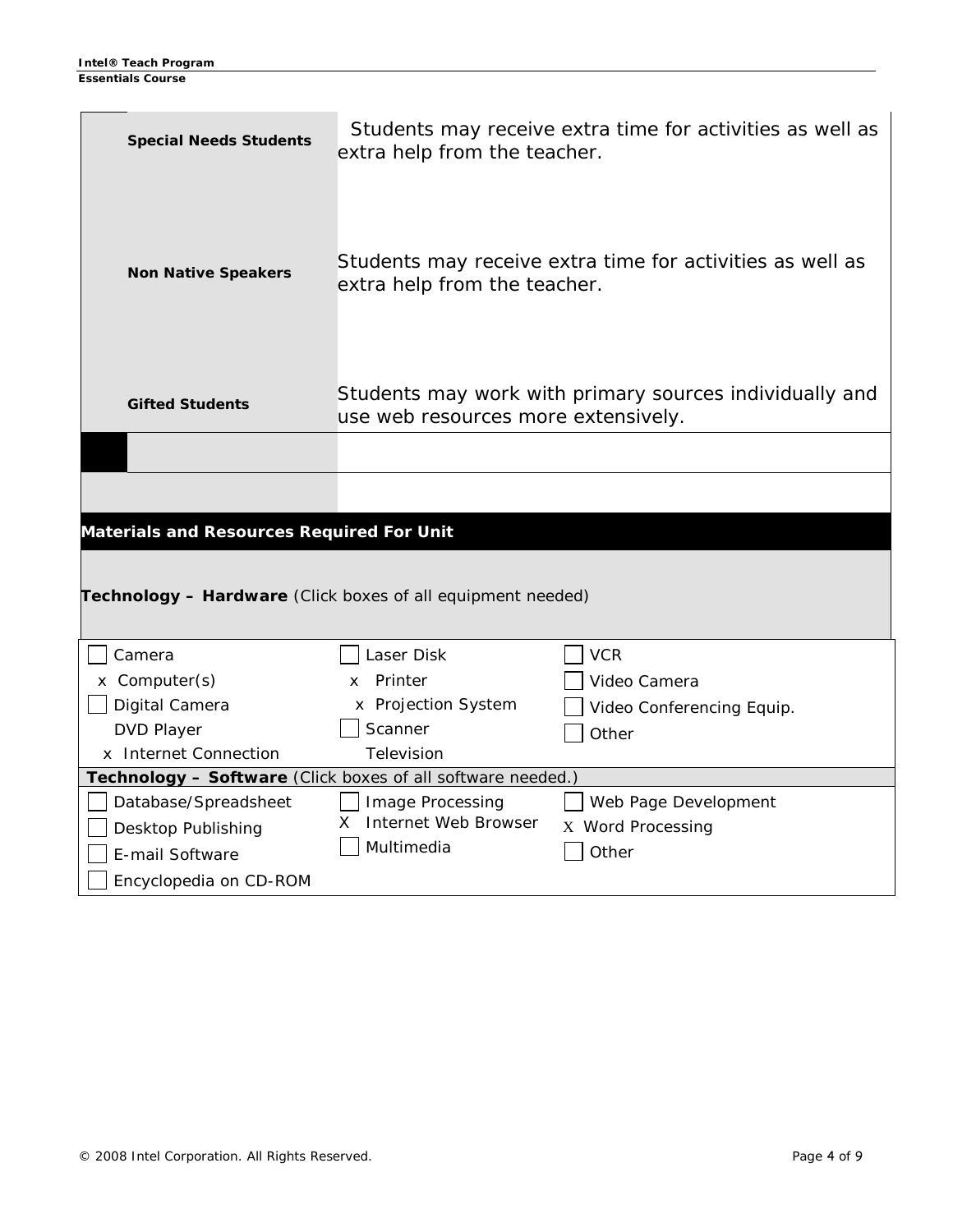| | |
|---|---|
| **Special Needs Students** | Students may receive extra time for activities as well as extra help from the teacher. |
| **Non Native Speakers** | Students may receive extra time for activities as well as extra help from the teacher. |
| **Gifted Students** | Students may work with primary sources individually and use web resources more extensively. |
| | |
| | |

## Materials and Resources Required For Unit

**Technology – Hardware** (Click boxes of all equipment needed)

| | | |
|---|---|---|
| ☐ Camera | ☐ Laser Disk | ☐ VCR |
| x Computer(s) | x Printer | ☐ Video Camera |
| ☐ Digital Camera | x Projection System | ☐ Video Conferencing Equip. |
| DVD Player | ☐ Scanner | ☐ Other |
| x Internet Connection | Television | |

**Technology – Software** (Click boxes of all software needed.)

| | | |
|---|---|---|
| ☐ Database/Spreadsheet | ☐ Image Processing | ☐ Web Page Development |
| ☐ Desktop Publishing | X Internet Web Browser | X Word Processing |
| ☐ E-mail Software | ☐ Multimedia | ☐ Other |
| ☐ Encyclopedia on CD-ROM | | |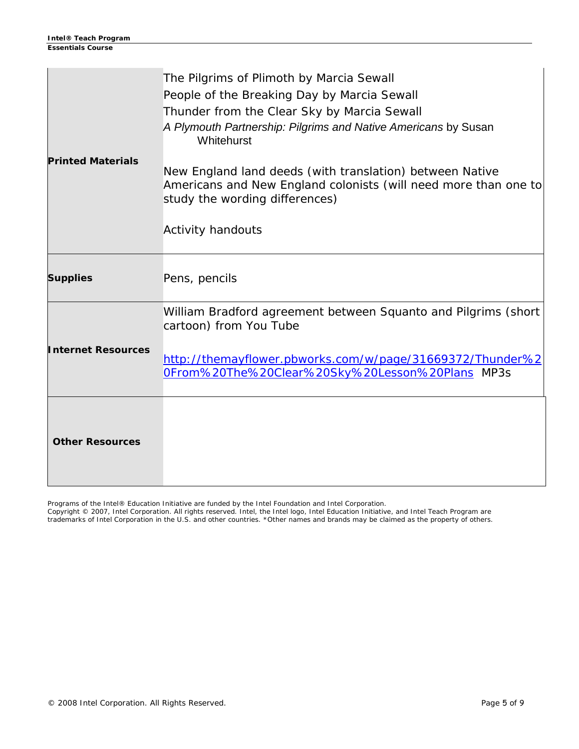| | |
|---|---|
| **Printed Materials** | The Pilgrims of Plimoth by Marcia Sewall<br>People of the Breaking Day by Marcia Sewall<br>Thunder from the Clear Sky by Marcia Sewall<br>*A Plymouth Partnership: Pilgrims and Native Americans* by Susan Whitehurst<br><br>New England land deeds (with translation) between Native Americans and New England colonists (will need more than one to study the wording differences)<br><br>Activity handouts |
| **Supplies** | Pens, pencils |
| **Internet Resources** | William Bradford agreement between Squanto and Pilgrims (short cartoon) from You Tube<br><br>[http://themayflower.pbworks.com/w/page/31669372/Thunder%20From%20The%20Clear%20Sky%20Lesson%20Plans](http://themayflower.pbworks.com/w/page/31669372/Thunder%20From%20The%20Clear%20Sky%20Lesson%20Plans) MP3s |
| **Other Resources** | |

Programs of the Intel® Education Initiative are funded by the Intel Foundation and Intel Corporation.
Copyright © 2007, Intel Corporation. All rights reserved. Intel, the Intel logo, Intel Education Initiative, and Intel Teach Program are trademarks of Intel Corporation in the U.S. and other countries. *Other names and brands may be claimed as the property of others.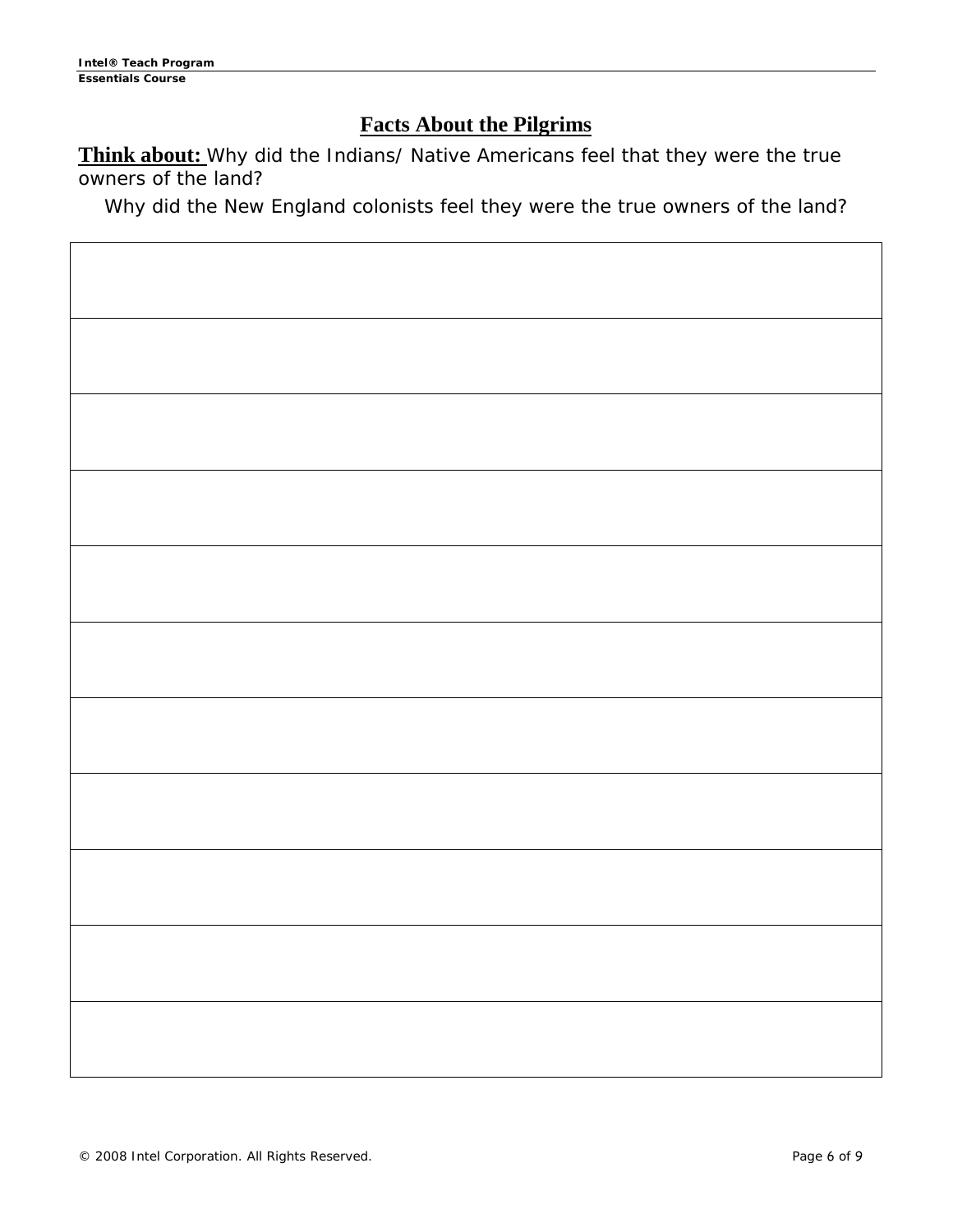## Facts About the Pilgrims

**Think about:** Why did the Indians/ Native Americans feel that they were the true owners of the land?

Why did the New England colonists feel they were the true owners of the land?

| |
|---|
| |
| |
| |
| |
| |
| |
| |
| |
| |
| |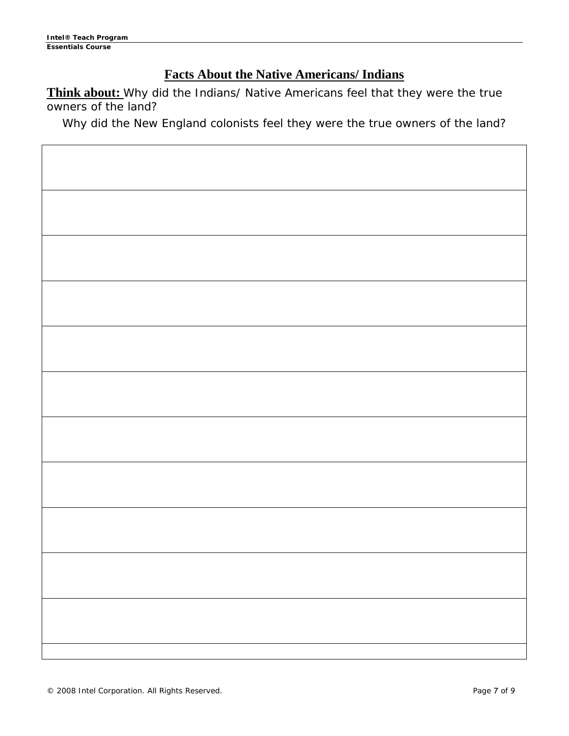## Facts About the Native Americans/ Indians

**Think about:** Why did the Indians/ Native Americans feel that they were the true owners of the land?

Why did the New England colonists feel they were the true owners of the land?

| |
|---|
| |
| |
| |
| |
| |
| |
| |
| |
| |
| |
| |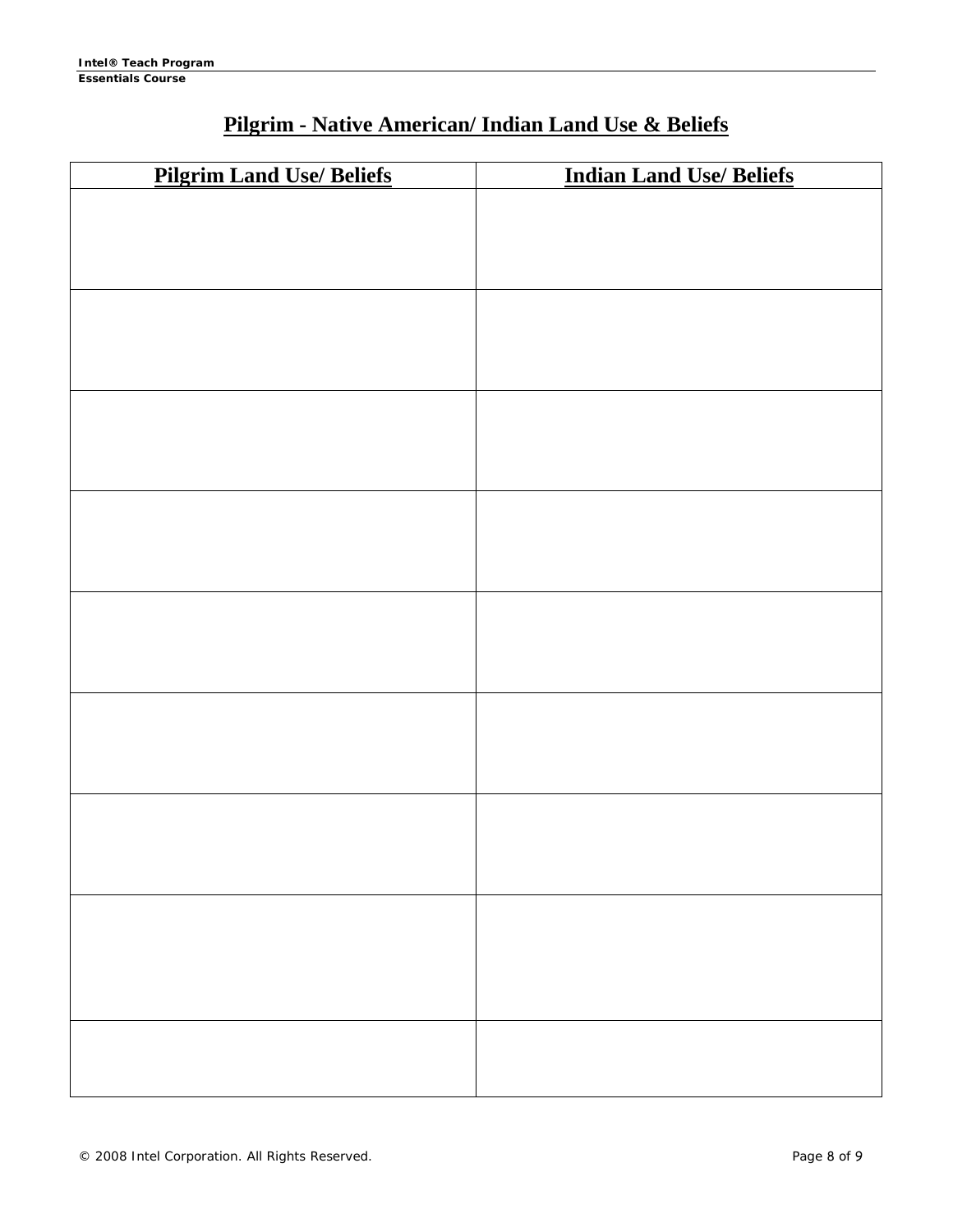## Pilgrim - Native American/ Indian Land Use & Beliefs

| Pilgrim Land Use/ Beliefs | Indian Land Use/ Beliefs |
|---|---|
| | |
| | |
| | |
| | |
| | |
| | |
| | |
| | |
| | |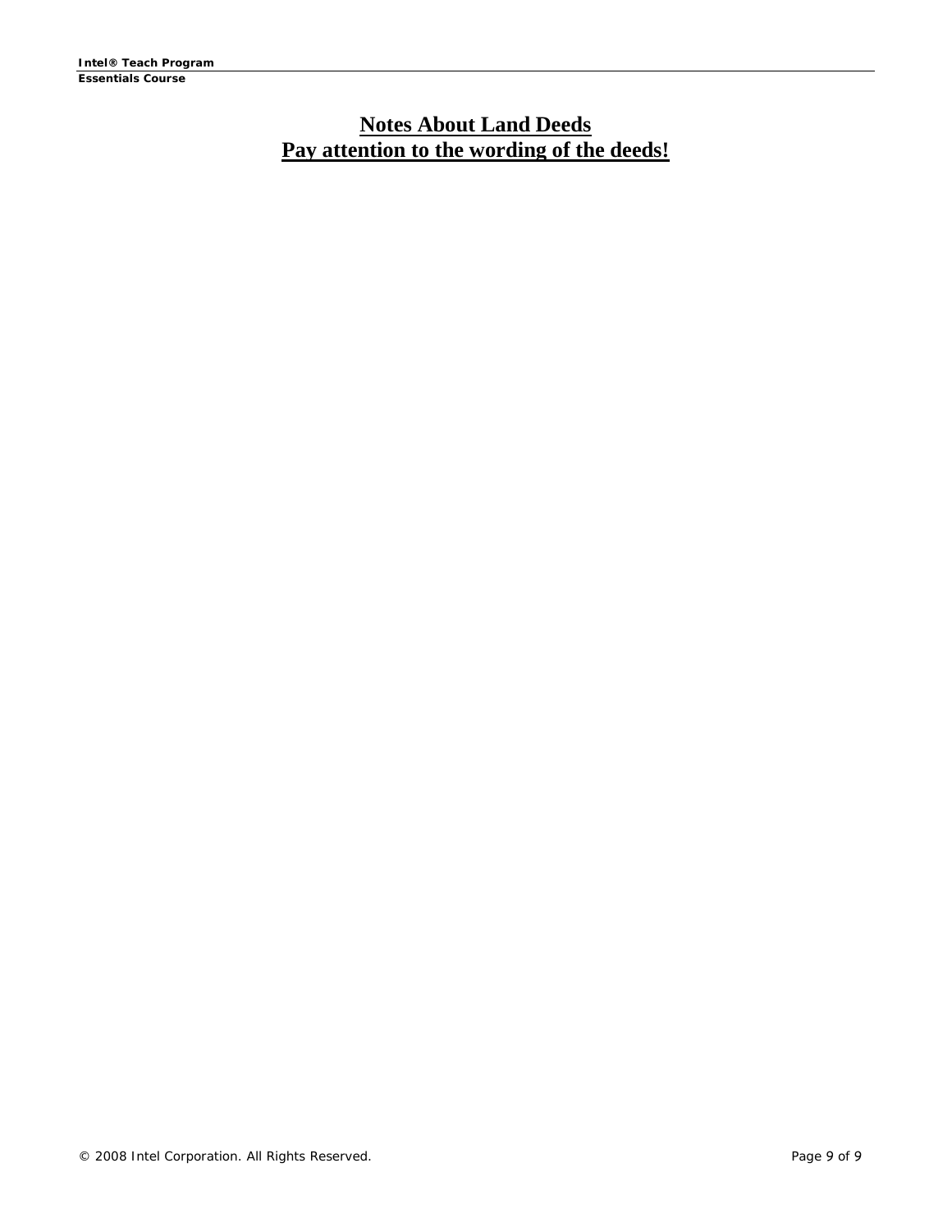# Notes About Land Deeds

## Pay attention to the wording of the deeds!